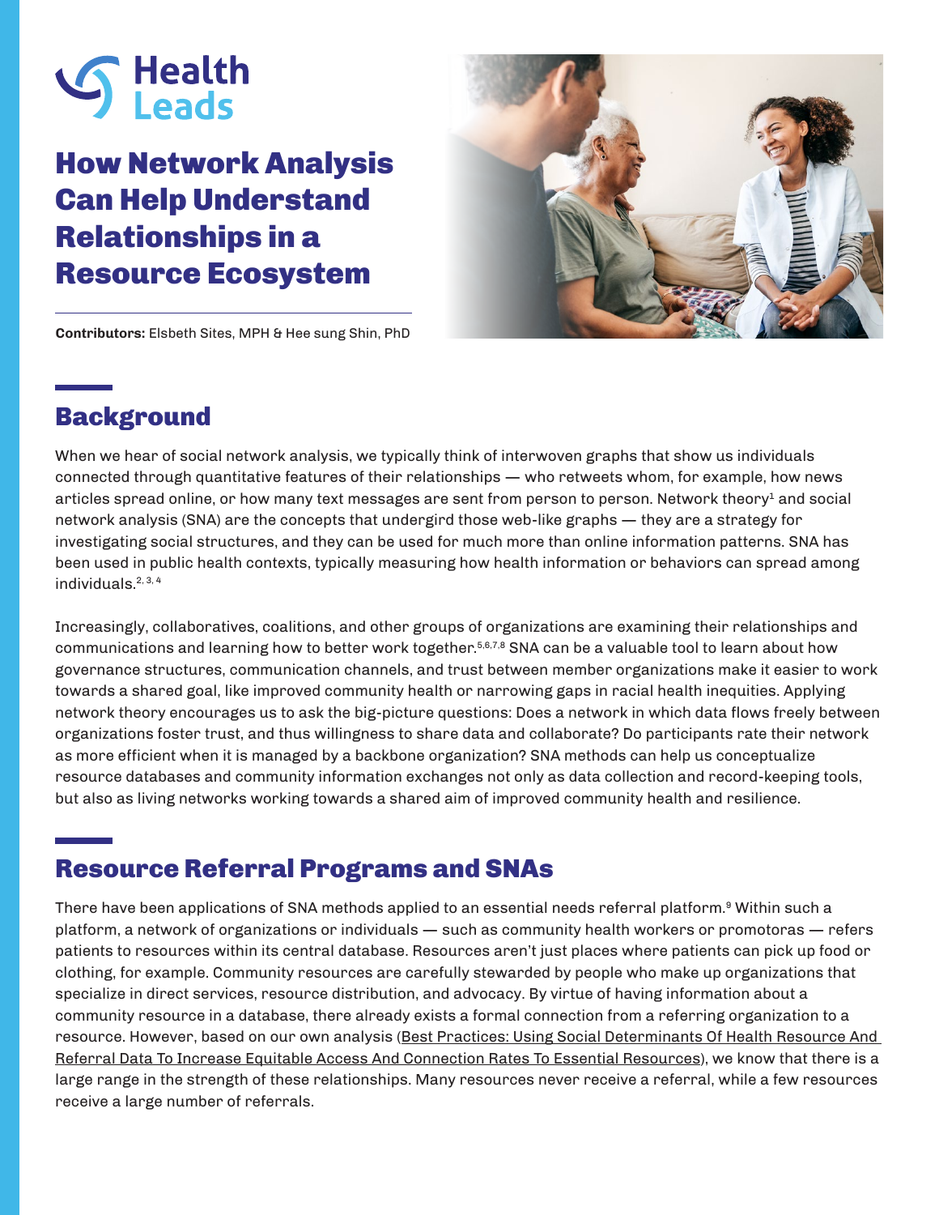Health Leads

# How Network Analysis Can Help Understand Relationships in a Resource Ecosystem

**Contributors:** Elsbeth Sites, MPH & Hee sung Shin, PhD

## Background

When we hear of social network analysis, we typically think of interwoven graphs that show us individuals connected through quantitative features of their relationships — who retweets whom, for example, how news articles spread online, or how many text messages are sent from person to person. Network theory[1] and social network analysis (SNA) are the concepts that undergird those web-like graphs — they are a strategy for investigating social structures, and they can be used for much more than online information patterns. SNA has been used in public health contexts, typically measuring how health information or behaviors can spread among individuals.[2, 3, 4]

Increasingly, collaboratives, coalitions, and other groups of organizations are examining their relationships and communications and learning how to better work together.[5,6,7,8] SNA can be a valuable tool to learn about how governance structures, communication channels, and trust between member organizations make it easier to work towards a shared goal, like improved community health or narrowing gaps in racial health inequities. Applying network theory encourages us to ask the big-picture questions: Does a network in which data flows freely between organizations foster trust, and thus willingness to share data and collaborate? Do participants rate their network as more efficient when it is managed by a backbone organization? SNA methods can help us conceptualize resource databases and community information exchanges not only as data collection and record-keeping tools, but also as living networks working towards a shared aim of improved community health and resilience.

## Resource Referral Programs and SNAs

There have been applications of SNA methods applied to an essential needs referral platform.[9] Within such a platform, a network of organizations or individuals — such as community health workers or promotoras — refers patients to resources within its central database. Resources aren't just places where patients can pick up food or clothing, for example. Community resources are carefully stewarded by people who make up organizations that specialize in direct services, resource distribution, and advocacy. By virtue of having information about a community resource in a database, there already exists a formal connection from a referring organization to a resource. However, based on our own analysis (Best Practices: Using Social Determinants Of Health Resource And Referral Data To Increase Equitable Access And Connection Rates To Essential Resources), we know that there is a large range in the strength of these relationships. Many resources never receive a referral, while a few resources receive a large number of referrals.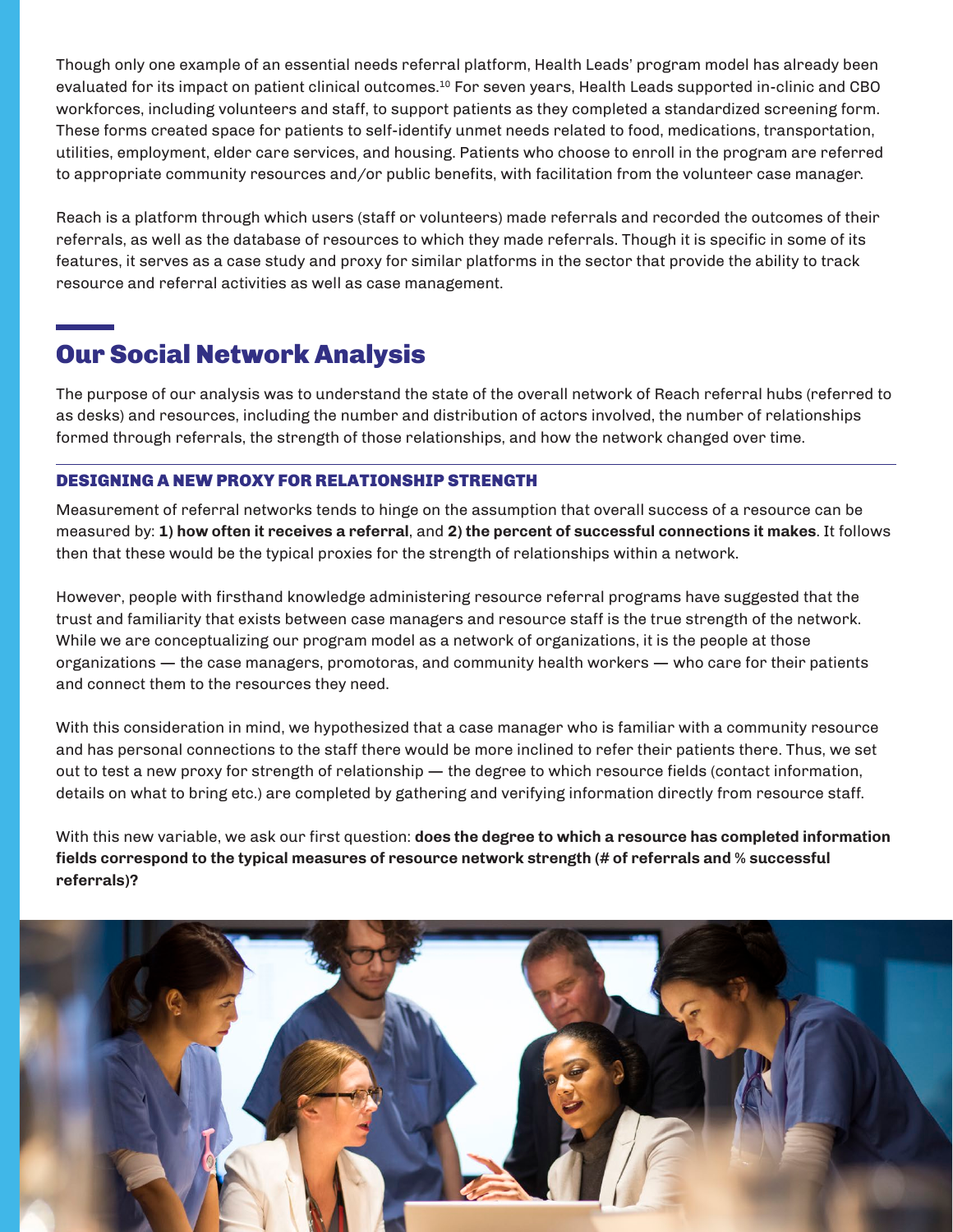Though only one example of an essential needs referral platform, Health Leads' program model has already been evaluated for its impact on patient clinical outcomes.[10] For seven years, Health Leads supported in-clinic and CBO workforces, including volunteers and staff, to support patients as they completed a standardized screening form. These forms created space for patients to self-identify unmet needs related to food, medications, transportation, utilities, employment, elder care services, and housing. Patients who choose to enroll in the program are referred to appropriate community resources and/or public benefits, with facilitation from the volunteer case manager.

Reach is a platform through which users (staff or volunteers) made referrals and recorded the outcomes of their referrals, as well as the database of resources to which they made referrals. Though it is specific in some of its features, it serves as a case study and proxy for similar platforms in the sector that provide the ability to track resource and referral activities as well as case management.

## Our Social Network Analysis

The purpose of our analysis was to understand the state of the overall network of Reach referral hubs (referred to as desks) and resources, including the number and distribution of actors involved, the number of relationships formed through referrals, the strength of those relationships, and how the network changed over time.

### DESIGNING A NEW PROXY FOR RELATIONSHIP STRENGTH

Measurement of referral networks tends to hinge on the assumption that overall success of a resource can be measured by: **1) how often it receives a referral**, and **2) the percent of successful connections it makes**. It follows then that these would be the typical proxies for the strength of relationships within a network.

However, people with firsthand knowledge administering resource referral programs have suggested that the trust and familiarity that exists between case managers and resource staff is the true strength of the network. While we are conceptualizing our program model as a network of organizations, it is the people at those organizations — the case managers, promotoras, and community health workers — who care for their patients and connect them to the resources they need.

With this consideration in mind, we hypothesized that a case manager who is familiar with a community resource and has personal connections to the staff there would be more inclined to refer their patients there. Thus, we set out to test a new proxy for strength of relationship — the degree to which resource fields (contact information, details on what to bring etc.) are completed by gathering and verifying information directly from resource staff.

With this new variable, we ask our first question: **does the degree to which a resource has completed information fields correspond to the typical measures of resource network strength (# of referrals and % successful referrals)?**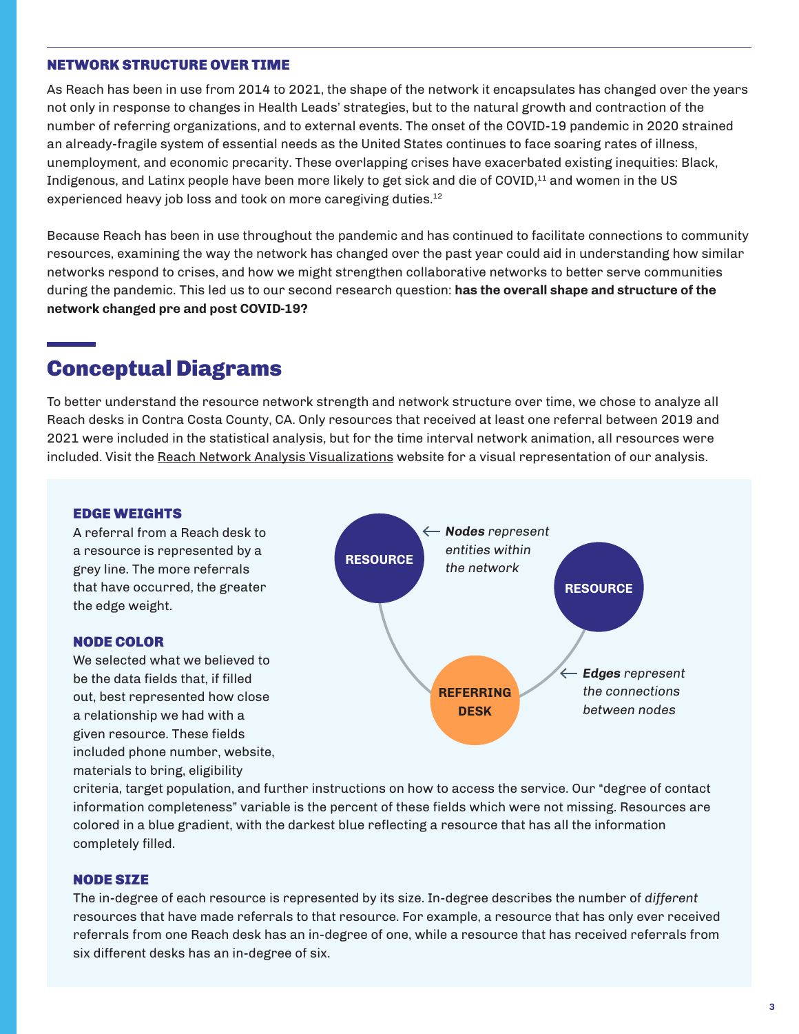### NETWORK STRUCTURE OVER TIME

As Reach has been in use from 2014 to 2021, the shape of the network it encapsulates has changed over the years not only in response to changes in Health Leads' strategies, but to the natural growth and contraction of the number of referring organizations, and to external events. The onset of the COVID-19 pandemic in 2020 strained an already-fragile system of essential needs as the United States continues to face soaring rates of illness, unemployment, and economic precarity. These overlapping crises have exacerbated existing inequities: Black, Indigenous, and Latinx people have been more likely to get sick and die of COVID,[11] and women in the US experienced heavy job loss and took on more caregiving duties.[12]

Because Reach has been in use throughout the pandemic and has continued to facilitate connections to community resources, examining the way the network has changed over the past year could aid in understanding how similar networks respond to crises, and how we might strengthen collaborative networks to better serve communities during the pandemic. This led us to our second research question: **has the overall shape and structure of the network changed pre and post COVID-19?**

## Conceptual Diagrams

To better understand the resource network strength and network structure over time, we chose to analyze all Reach desks in Contra Costa County, CA. Only resources that received at least one referral between 2019 and 2021 were included in the statistical analysis, but for the time interval network animation, all resources were included. Visit the Reach Network Analysis Visualizations website for a visual representation of our analysis.

### EDGE WEIGHTS

A referral from a Reach desk to a resource is represented by a grey line. The more referrals that have occurred, the greater the edge weight.

RESOURCE ← ***Nodes** represent entities within the network*

RESOURCE

REFERRING DESK ← ***Edges** represent the connections between nodes*

### NODE COLOR

We selected what we believed to be the data fields that, if filled out, best represented how close a relationship we had with a given resource. These fields included phone number, website, materials to bring, eligibility criteria, target population, and further instructions on how to access the service. Our "degree of contact information completeness" variable is the percent of these fields which were not missing. Resources are colored in a blue gradient, with the darkest blue reflecting a resource that has all the information completely filled.

### NODE SIZE

The in-degree of each resource is represented by its size. In-degree describes the number of *different* resources that have made referrals to that resource. For example, a resource that has only ever received referrals from one Reach desk has an in-degree of one, while a resource that has received referrals from six different desks has an in-degree of six.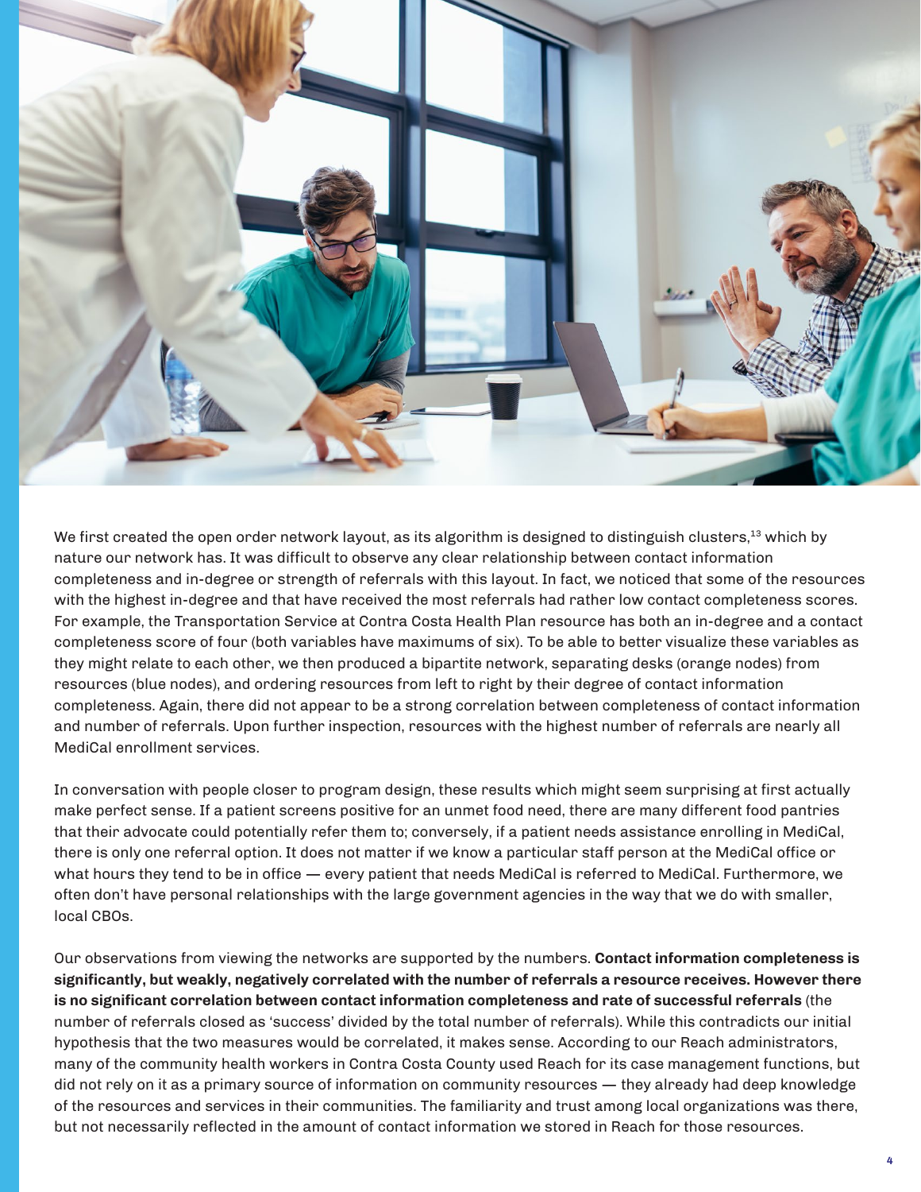We first created the open order network layout, as its algorithm is designed to distinguish clusters,[13] which by nature our network has. It was difficult to observe any clear relationship between contact information completeness and in-degree or strength of referrals with this layout. In fact, we noticed that some of the resources with the highest in-degree and that have received the most referrals had rather low contact completeness scores. For example, the Transportation Service at Contra Costa Health Plan resource has both an in-degree and a contact completeness score of four (both variables have maximums of six). To be able to better visualize these variables as they might relate to each other, we then produced a bipartite network, separating desks (orange nodes) from resources (blue nodes), and ordering resources from left to right by their degree of contact information completeness. Again, there did not appear to be a strong correlation between completeness of contact information and number of referrals. Upon further inspection, resources with the highest number of referrals are nearly all MediCal enrollment services.

In conversation with people closer to program design, these results which might seem surprising at first actually make perfect sense. If a patient screens positive for an unmet food need, there are many different food pantries that their advocate could potentially refer them to; conversely, if a patient needs assistance enrolling in MediCal, there is only one referral option. It does not matter if we know a particular staff person at the MediCal office or what hours they tend to be in office — every patient that needs MediCal is referred to MediCal. Furthermore, we often don't have personal relationships with the large government agencies in the way that we do with smaller, local CBOs.

Our observations from viewing the networks are supported by the numbers. **Contact information completeness is significantly, but weakly, negatively correlated with the number of referrals a resource receives. However there is no significant correlation between contact information completeness and rate of successful referrals** (the number of referrals closed as 'success' divided by the total number of referrals). While this contradicts our initial hypothesis that the two measures would be correlated, it makes sense. According to our Reach administrators, many of the community health workers in Contra Costa County used Reach for its case management functions, but did not rely on it as a primary source of information on community resources — they already had deep knowledge of the resources and services in their communities. The familiarity and trust among local organizations was there, but not necessarily reflected in the amount of contact information we stored in Reach for those resources.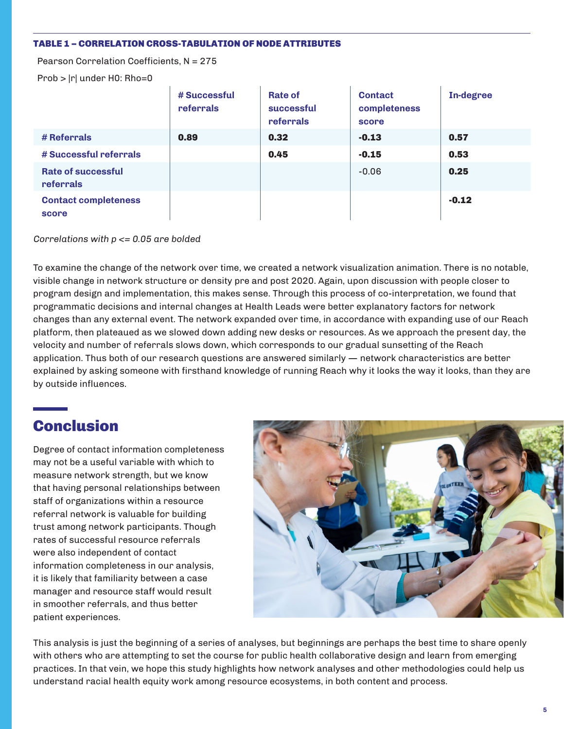#### TABLE 1 – CORRELATION CROSS-TABULATION OF NODE ATTRIBUTES

Pearson Correlation Coefficients, N = 275

Prob > |r| under H0: Rho=0

| | # Successful referrals | Rate of successful referrals | Contact completeness score | In-degree |
|---|---|---|---|---|
| # Referrals | **0.89** | **0.32** | **-0.13** | **0.57** |
| # Successful referrals | | **0.45** | **-0.15** | **0.53** |
| Rate of successful referrals | | | -0.06 | **0.25** |
| Contact completeness score | | | | **-0.12** |

*Correlations with p <= 0.05 are bolded*

To examine the change of the network over time, we created a network visualization animation. There is no notable, visible change in network structure or density pre and post 2020. Again, upon discussion with people closer to program design and implementation, this makes sense. Through this process of co-interpretation, we found that programmatic decisions and internal changes at Health Leads were better explanatory factors for network changes than any external event. The network expanded over time, in accordance with expanding use of our Reach platform, then plateaued as we slowed down adding new desks or resources. As we approach the present day, the velocity and number of referrals slows down, which corresponds to our gradual sunsetting of the Reach application. Thus both of our research questions are answered similarly — network characteristics are better explained by asking someone with firsthand knowledge of running Reach why it looks the way it looks, than they are by outside influences.

## Conclusion

Degree of contact information completeness may not be a useful variable with which to measure network strength, but we know that having personal relationships between staff of organizations within a resource referral network is valuable for building trust among network participants. Though rates of successful resource referrals were also independent of contact information completeness in our analysis, it is likely that familiarity between a case manager and resource staff would result in smoother referrals, and thus better patient experiences.

This analysis is just the beginning of a series of analyses, but beginnings are perhaps the best time to share openly with others who are attempting to set the course for public health collaborative design and learn from emerging practices. In that vein, we hope this study highlights how network analyses and other methodologies could help us understand racial health equity work among resource ecosystems, in both content and process.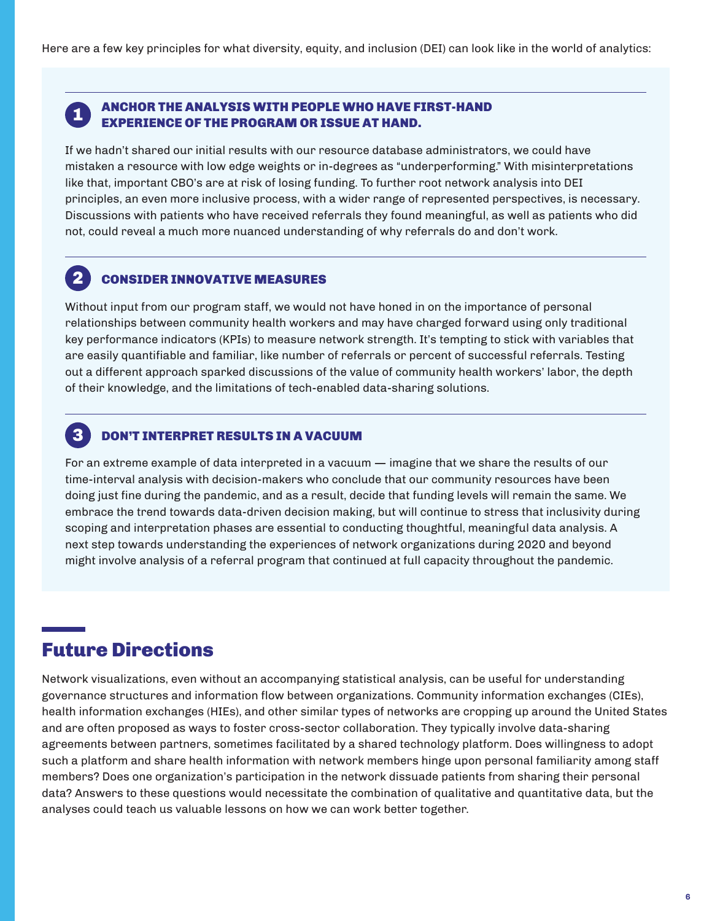Here are a few key principles for what diversity, equity, and inclusion (DEI) can look like in the world of analytics:

### 1 ANCHOR THE ANALYSIS WITH PEOPLE WHO HAVE FIRST-HAND EXPERIENCE OF THE PROGRAM OR ISSUE AT HAND.

If we hadn't shared our initial results with our resource database administrators, we could have mistaken a resource with low edge weights or in-degrees as "underperforming." With misinterpretations like that, important CBO's are at risk of losing funding. To further root network analysis into DEI principles, an even more inclusive process, with a wider range of represented perspectives, is necessary. Discussions with patients who have received referrals they found meaningful, as well as patients who did not, could reveal a much more nuanced understanding of why referrals do and don't work.

### 2 CONSIDER INNOVATIVE MEASURES

Without input from our program staff, we would not have honed in on the importance of personal relationships between community health workers and may have charged forward using only traditional key performance indicators (KPIs) to measure network strength. It's tempting to stick with variables that are easily quantifiable and familiar, like number of referrals or percent of successful referrals. Testing out a different approach sparked discussions of the value of community health workers' labor, the depth of their knowledge, and the limitations of tech-enabled data-sharing solutions.

### 3 DON'T INTERPRET RESULTS IN A VACUUM

For an extreme example of data interpreted in a vacuum — imagine that we share the results of our time-interval analysis with decision-makers who conclude that our community resources have been doing just fine during the pandemic, and as a result, decide that funding levels will remain the same. We embrace the trend towards data-driven decision making, but will continue to stress that inclusivity during scoping and interpretation phases are essential to conducting thoughtful, meaningful data analysis. A next step towards understanding the experiences of network organizations during 2020 and beyond might involve analysis of a referral program that continued at full capacity throughout the pandemic.

## Future Directions

Network visualizations, even without an accompanying statistical analysis, can be useful for understanding governance structures and information flow between organizations. Community information exchanges (CIEs), health information exchanges (HIEs), and other similar types of networks are cropping up around the United States and are often proposed as ways to foster cross-sector collaboration. They typically involve data-sharing agreements between partners, sometimes facilitated by a shared technology platform. Does willingness to adopt such a platform and share health information with network members hinge upon personal familiarity among staff members? Does one organization's participation in the network dissuade patients from sharing their personal data? Answers to these questions would necessitate the combination of qualitative and quantitative data, but the analyses could teach us valuable lessons on how we can work better together.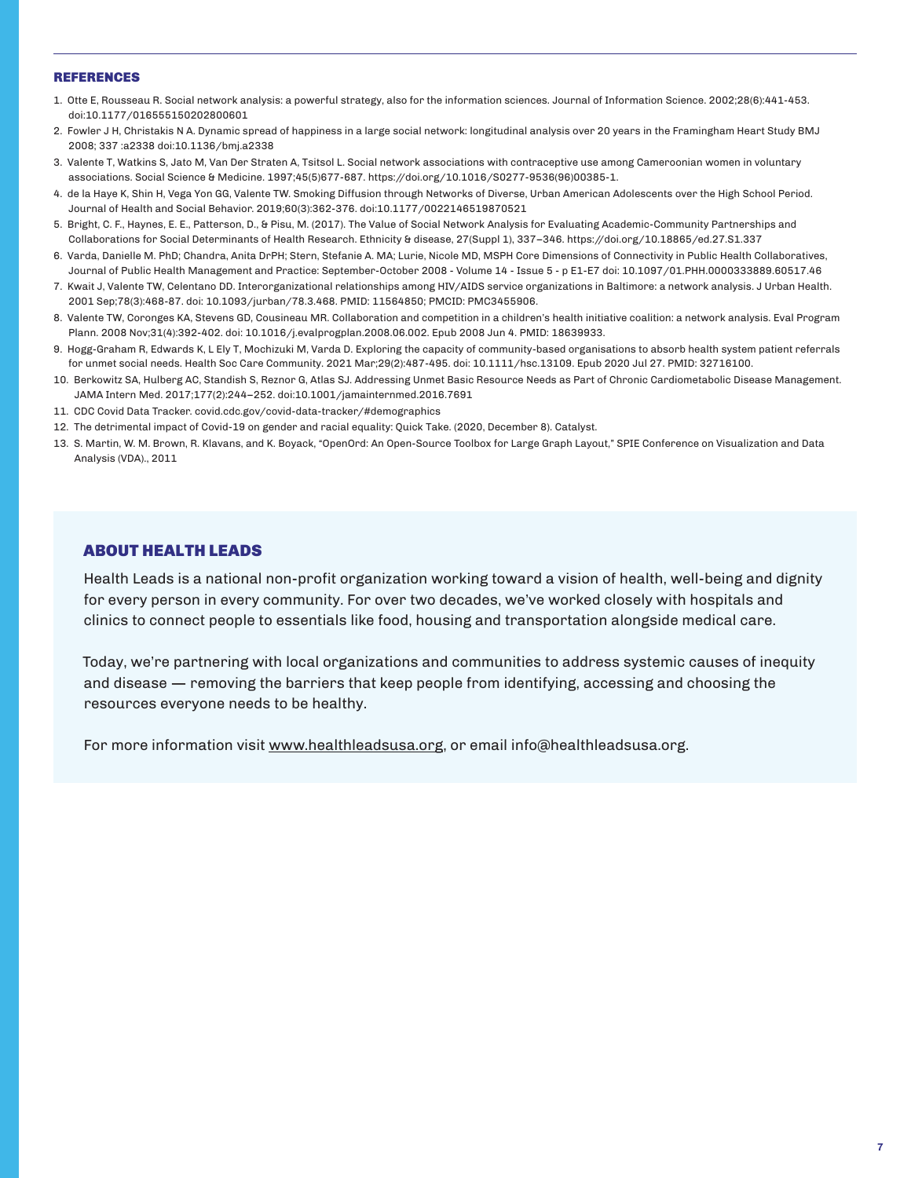## REFERENCES

1. Otte E, Rousseau R. Social network analysis: a powerful strategy, also for the information sciences. Journal of Information Science. 2002;28(6):441-453. doi:10.1177/016555150202800601
2. Fowler J H, Christakis N A. Dynamic spread of happiness in a large social network: longitudinal analysis over 20 years in the Framingham Heart Study BMJ 2008; 337 :a2338 doi:10.1136/bmj.a2338
3. Valente T, Watkins S, Jato M, Van Der Straten A, Tsitsol L. Social network associations with contraceptive use among Cameroonian women in voluntary associations. Social Science & Medicine. 1997;45(5)677-687. https://doi.org/10.1016/S0277-9536(96)00385-1.
4. de la Haye K, Shin H, Vega Yon GG, Valente TW. Smoking Diffusion through Networks of Diverse, Urban American Adolescents over the High School Period. Journal of Health and Social Behavior. 2019;60(3):362-376. doi:10.1177/0022146519870521
5. Bright, C. F., Haynes, E. E., Patterson, D., & Pisu, M. (2017). The Value of Social Network Analysis for Evaluating Academic-Community Partnerships and Collaborations for Social Determinants of Health Research. Ethnicity & disease, 27(Suppl 1), 337–346. https://doi.org/10.18865/ed.27.S1.337
6. Varda, Danielle M. PhD; Chandra, Anita DrPH; Stern, Stefanie A. MA; Lurie, Nicole MD, MSPH Core Dimensions of Connectivity in Public Health Collaboratives, Journal of Public Health Management and Practice: September-October 2008 - Volume 14 - Issue 5 - p E1-E7 doi: 10.1097/01.PHH.0000333889.60517.46
7. Kwait J, Valente TW, Celentano DD. Interorganizational relationships among HIV/AIDS service organizations in Baltimore: a network analysis. J Urban Health. 2001 Sep;78(3):468-87. doi: 10.1093/jurban/78.3.468. PMID: 11564850; PMCID: PMC3455906.
8. Valente TW, Coronges KA, Stevens GD, Cousineau MR. Collaboration and competition in a children's health initiative coalition: a network analysis. Eval Program Plann. 2008 Nov;31(4):392-402. doi: 10.1016/j.evalprogplan.2008.06.002. Epub 2008 Jun 4. PMID: 18639933.
9. Hogg-Graham R, Edwards K, L Ely T, Mochizuki M, Varda D. Exploring the capacity of community-based organisations to absorb health system patient referrals for unmet social needs. Health Soc Care Community. 2021 Mar;29(2):487-495. doi: 10.1111/hsc.13109. Epub 2020 Jul 27. PMID: 32716100.
10. Berkowitz SA, Hulberg AC, Standish S, Reznor G, Atlas SJ. Addressing Unmet Basic Resource Needs as Part of Chronic Cardiometabolic Disease Management. JAMA Intern Med. 2017;177(2):244–252. doi:10.1001/jamainternmed.2016.7691
11. CDC Covid Data Tracker. covid.cdc.gov/covid-data-tracker/#demographics
12. The detrimental impact of Covid-19 on gender and racial equality: Quick Take. (2020, December 8). Catalyst.
13. S. Martin, W. M. Brown, R. Klavans, and K. Boyack, "OpenOrd: An Open-Source Toolbox for Large Graph Layout," SPIE Conference on Visualization and Data Analysis (VDA)., 2011

## ABOUT HEALTH LEADS

Health Leads is a national non-profit organization working toward a vision of health, well-being and dignity for every person in every community. For over two decades, we've worked closely with hospitals and clinics to connect people to essentials like food, housing and transportation alongside medical care.

Today, we're partnering with local organizations and communities to address systemic causes of inequity and disease — removing the barriers that keep people from identifying, accessing and choosing the resources everyone needs to be healthy.

For more information visit www.healthleadsusa.org, or email info@healthleadsusa.org.